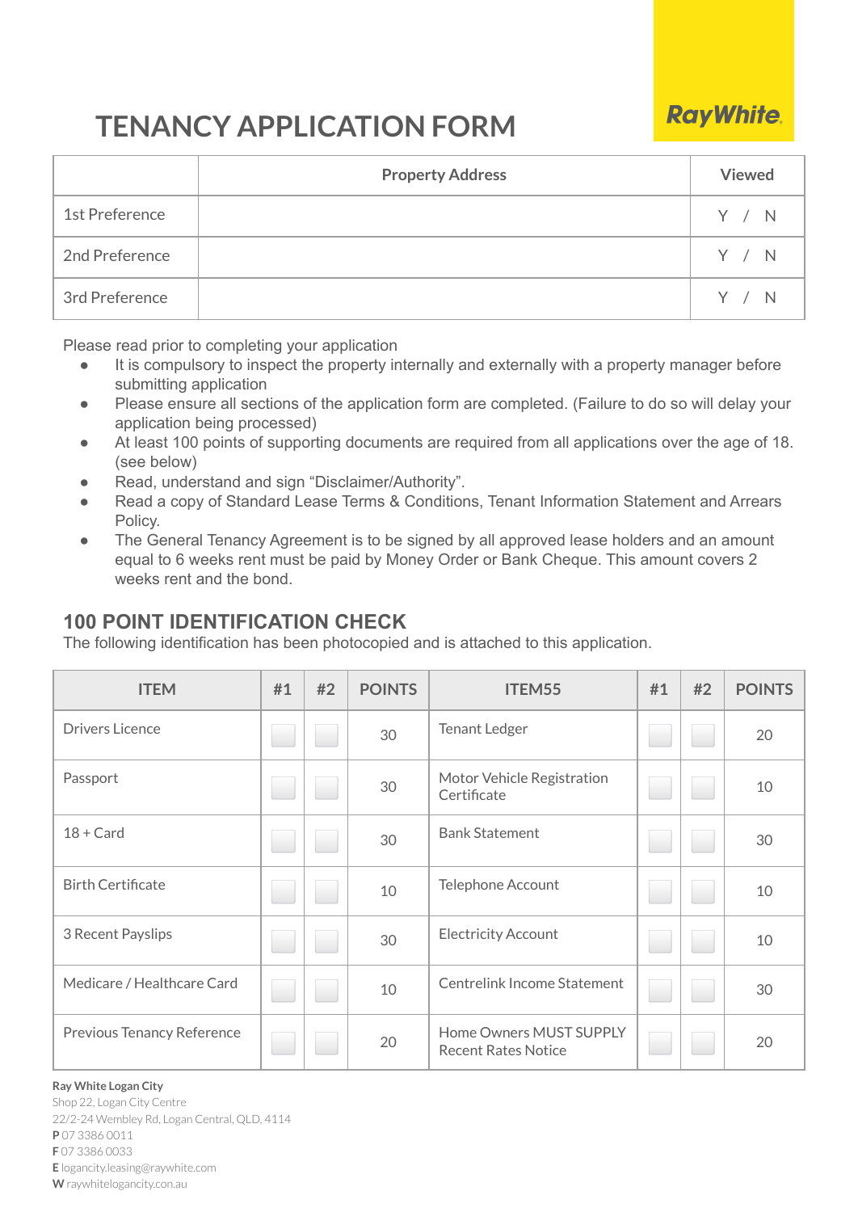# TENANCY APPLICATION FORM

RayWhite.

| | Property Address | Viewed |
|---|---|---|
| 1st Preference | | Y / N |
| 2nd Preference | | Y / N |
| 3rd Preference | | Y / N |

Please read prior to completing your application

- It is compulsory to inspect the property internally and externally with a property manager before submitting application
- Please ensure all sections of the application form are completed. (Failure to do so will delay your application being processed)
- At least 100 points of supporting documents are required from all applications over the age of 18. (see below)
- Read, understand and sign "Disclaimer/Authority".
- Read a copy of Standard Lease Terms & Conditions, Tenant Information Statement and Arrears Policy.
- The General Tenancy Agreement is to be signed by all approved lease holders and an amount equal to 6 weeks rent must be paid by Money Order or Bank Cheque. This amount covers 2 weeks rent and the bond.

## 100 POINT IDENTIFICATION CHECK

The following identification has been photocopied and is attached to this application.

| ITEM | #1 | #2 | POINTS | ITEM55 | #1 | #2 | POINTS |
|---|---|---|---|---|---|---|---|
| Drivers Licence | ☐ | ☐ | 30 | Tenant Ledger | ☐ | ☐ | 20 |
| Passport | ☐ | ☐ | 30 | Motor Vehicle Registration Certificate | ☐ | ☐ | 10 |
| 18 + Card | ☐ | ☐ | 30 | Bank Statement | ☐ | ☐ | 30 |
| Birth Certificate | ☐ | ☐ | 10 | Telephone Account | ☐ | ☐ | 10 |
| 3 Recent Payslips | ☐ | ☐ | 30 | Electricity Account | ☐ | ☐ | 10 |
| Medicare / Healthcare Card | ☐ | ☐ | 10 | Centrelink Income Statement | ☐ | ☐ | 30 |
| Previous Tenancy Reference | ☐ | ☐ | 20 | Home Owners MUST SUPPLY Recent Rates Notice | ☐ | ☐ | 20 |

**Ray White Logan City**
Shop 22, Logan City Centre
22/2-24 Wembley Rd, Logan Central, QLD, 4114
**P** 07 3386 0011
**F** 07 3386 0033
**E** logancity.leasing@raywhite.com
**W** raywhitelogancity.com.au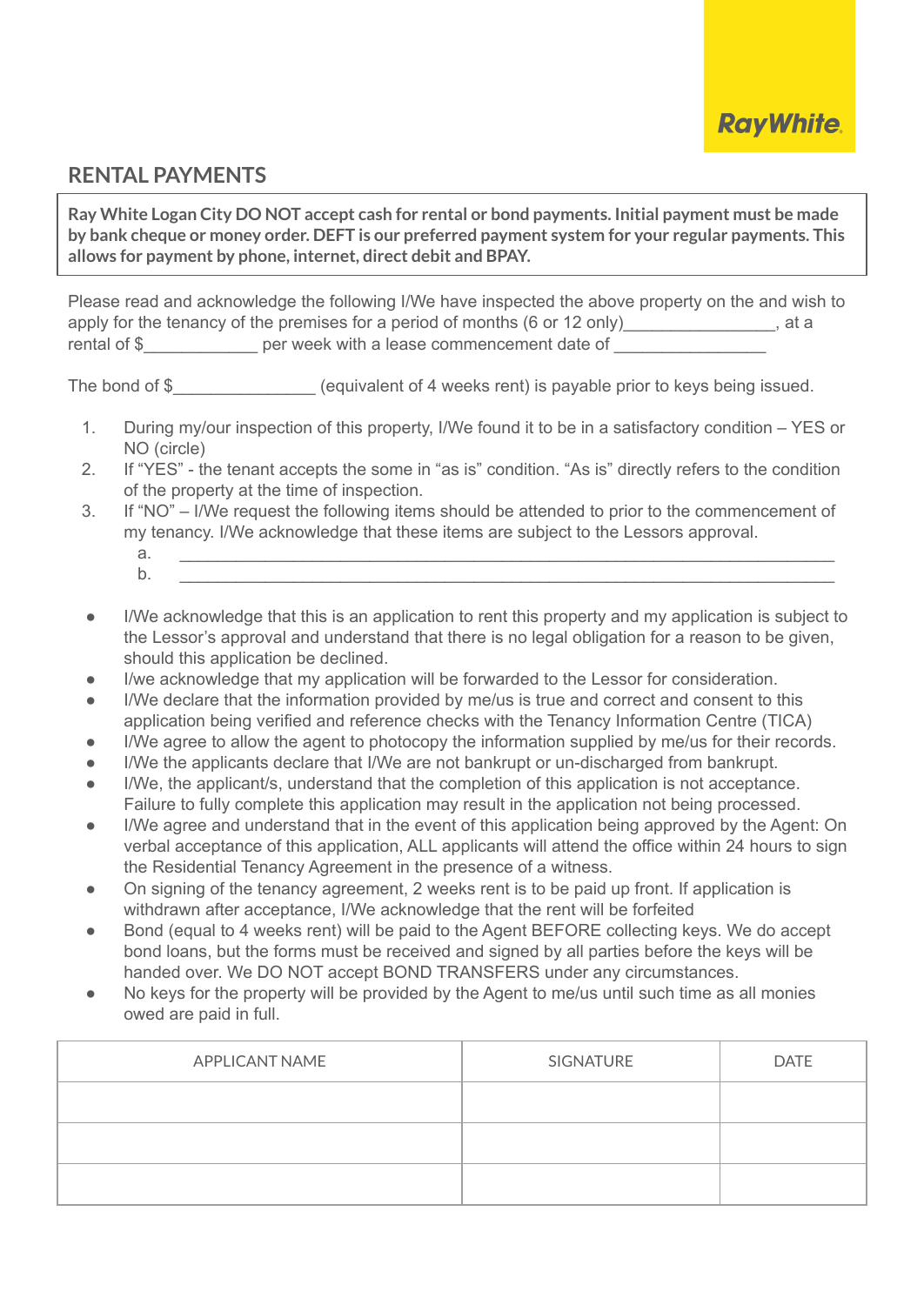RayWhite.

## RENTAL PAYMENTS

**Ray White Logan City DO NOT accept cash for rental or bond payments. Initial payment must be made by bank cheque or money order. DEFT is our preferred payment system for your regular payments. This allows for payment by phone, internet, direct debit and BPAY.**

Please read and acknowledge the following I/We have inspected the above property on the and wish to apply for the tenancy of the premises for a period of months (6 or 12 only)________________, at a rental of $____________ per week with a lease commencement date of ________________

The bond of $_______________ (equivalent of 4 weeks rent) is payable prior to keys being issued.

1. During my/our inspection of this property, I/We found it to be in a satisfactory condition – YES or NO (circle)
2. If "YES" - the tenant accepts the some in "as is" condition. "As is" directly refers to the condition of the property at the time of inspection.
3. If "NO" – I/We request the following items should be attended to prior to the commencement of my tenancy. I/We acknowledge that these items are subject to the Lessors approval.
   a. ______________________________________________________________________
   b. ______________________________________________________________________

- I/We acknowledge that this is an application to rent this property and my application is subject to the Lessor's approval and understand that there is no legal obligation for a reason to be given, should this application be declined.
- I/we acknowledge that my application will be forwarded to the Lessor for consideration.
- I/We declare that the information provided by me/us is true and correct and consent to this application being verified and reference checks with the Tenancy Information Centre (TICA)
- I/We agree to allow the agent to photocopy the information supplied by me/us for their records.
- I/We the applicants declare that I/We are not bankrupt or un-discharged from bankrupt.
- I/We, the applicant/s, understand that the completion of this application is not acceptance. Failure to fully complete this application may result in the application not being processed.
- I/We agree and understand that in the event of this application being approved by the Agent: On verbal acceptance of this application, ALL applicants will attend the office within 24 hours to sign the Residential Tenancy Agreement in the presence of a witness.
- On signing of the tenancy agreement, 2 weeks rent is to be paid up front. If application is withdrawn after acceptance, I/We acknowledge that the rent will be forfeited
- Bond (equal to 4 weeks rent) will be paid to the Agent BEFORE collecting keys. We do accept bond loans, but the forms must be received and signed by all parties before the keys will be handed over. We DO NOT accept BOND TRANSFERS under any circumstances.
- No keys for the property will be provided by the Agent to me/us until such time as all monies owed are paid in full.

| APPLICANT NAME | SIGNATURE | DATE |
| --- | --- | --- |
| | | |
| | | |
| | | |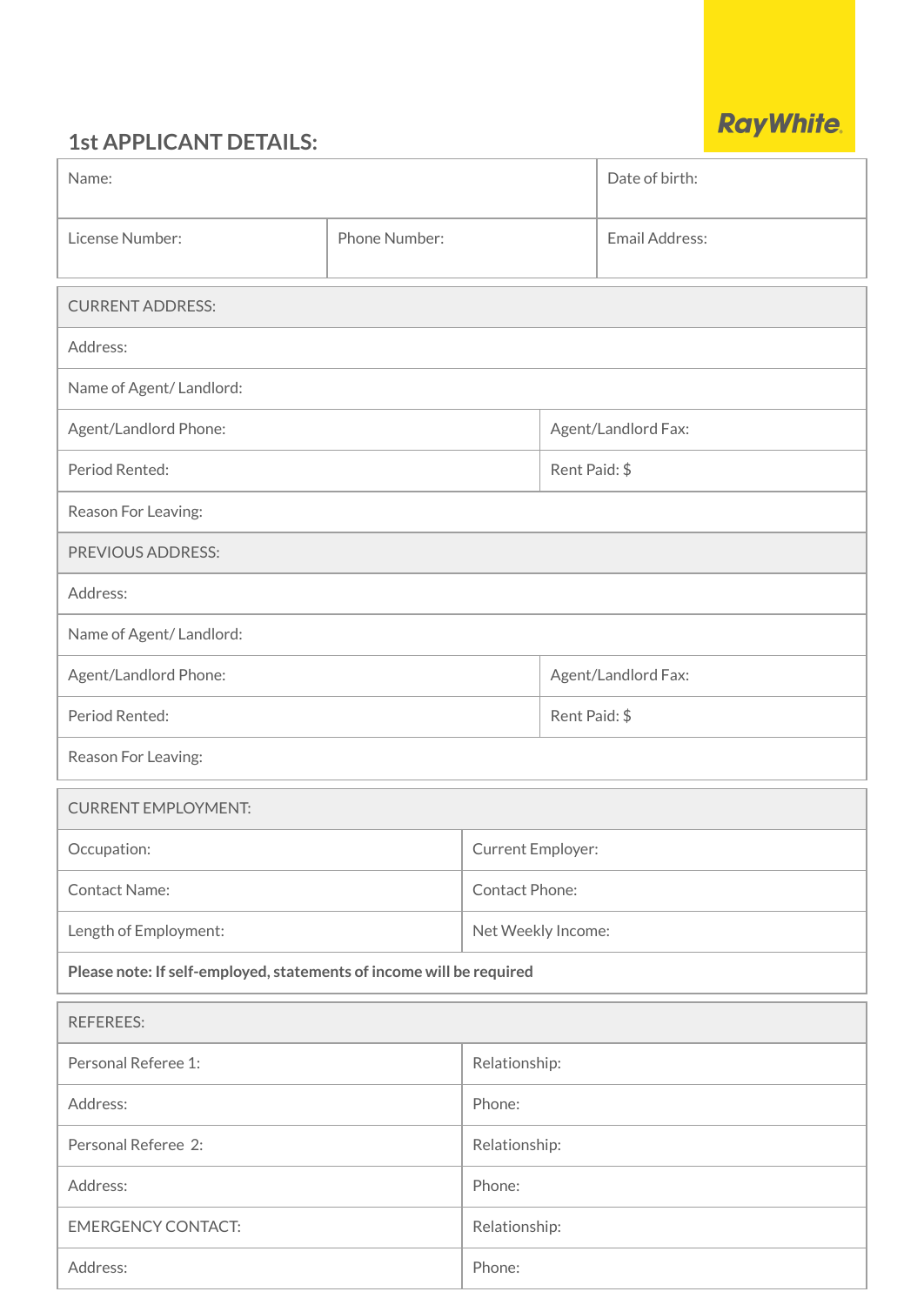RayWhite

## 1st APPLICANT DETAILS:

| Name: | | Date of birth: |
|---|---|---|
| License Number: | Phone Number: | Email Address: |

| CURRENT ADDRESS: | |
|---|---|
| Address: | |
| Name of Agent/ Landlord: | |
| Agent/Landlord Phone: | Agent/Landlord Fax: |
| Period Rented: | Rent Paid: $ |
| Reason For Leaving: | |
| PREVIOUS ADDRESS: | |
| Address: | |
| Name of Agent/ Landlord: | |
| Agent/Landlord Phone: | Agent/Landlord Fax: |
| Period Rented: | Rent Paid: $ |
| Reason For Leaving: | |

| CURRENT EMPLOYMENT: | |
|---|---|
| Occupation: | Current Employer: |
| Contact Name: | Contact Phone: |
| Length of Employment: | Net Weekly Income: |
| **Please note: If self-employed, statements of income will be required** | |

| REFEREES: | |
|---|---|
| Personal Referee 1: | Relationship: |
| Address: | Phone: |
| Personal Referee 2: | Relationship: |
| Address: | Phone: |
| EMERGENCY CONTACT: | Relationship: |
| Address: | Phone: |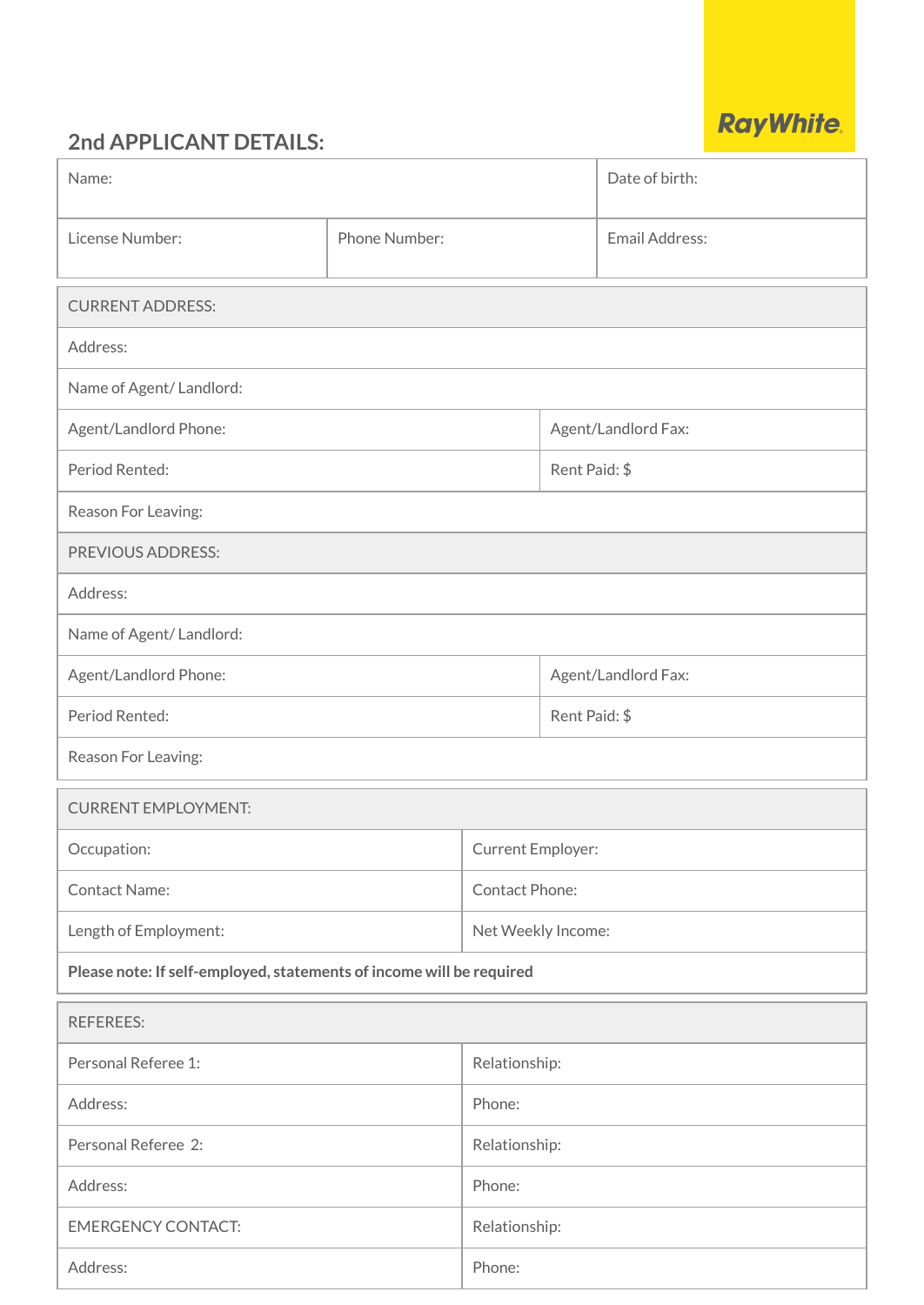RayWhite.

## 2nd APPLICANT DETAILS:

| Name: | | Date of birth: |
|---|---|---|
| License Number: | Phone Number: | Email Address: |

| CURRENT ADDRESS: | |
|---|---|
| Address: | |
| Name of Agent/ Landlord: | |
| Agent/Landlord Phone: | Agent/Landlord Fax: |
| Period Rented: | Rent Paid: $ |
| Reason For Leaving: | |
| PREVIOUS ADDRESS: | |
| Address: | |
| Name of Agent/ Landlord: | |
| Agent/Landlord Phone: | Agent/Landlord Fax: |
| Period Rented: | Rent Paid: $ |
| Reason For Leaving: | |

| CURRENT EMPLOYMENT: | |
|---|---|
| Occupation: | Current Employer: |
| Contact Name: | Contact Phone: |
| Length of Employment: | Net Weekly Income: |
| **Please note: If self-employed, statements of income will be required** | |

| REFEREES: | |
|---|---|
| Personal Referee 1: | Relationship: |
| Address: | Phone: |
| Personal Referee 2: | Relationship: |
| Address: | Phone: |
| EMERGENCY CONTACT: | Relationship: |
| Address: | Phone: |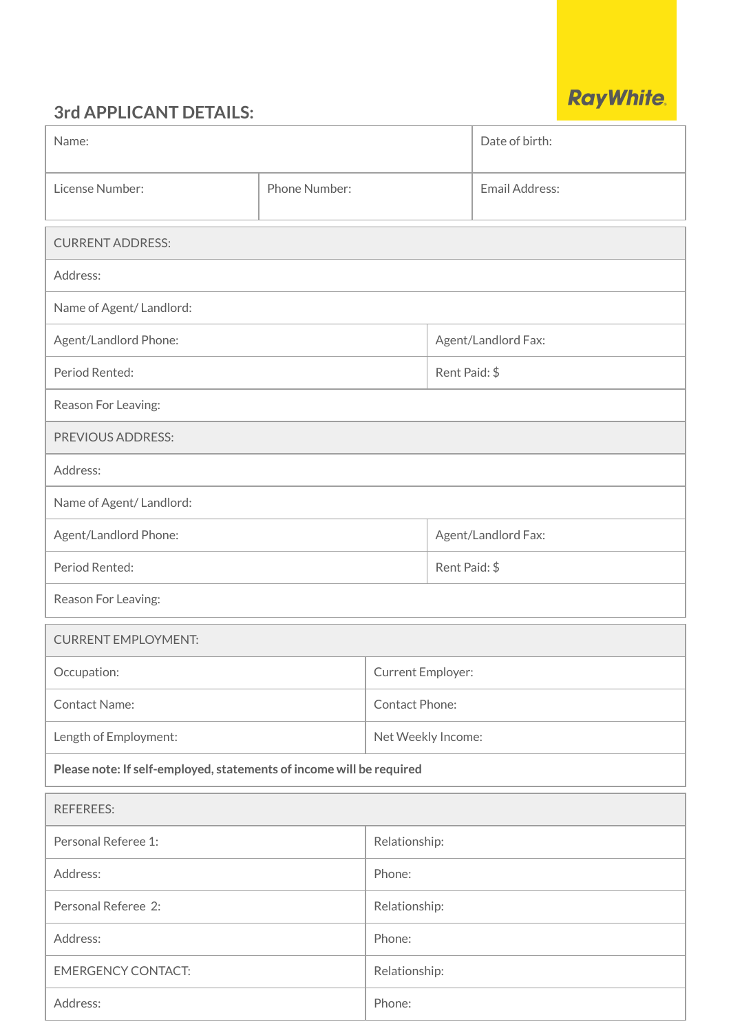## 3rd APPLICANT DETAILS:

| Name: | | Date of birth: |
|---|---|---|
| License Number: | Phone Number: | Email Address: |

| CURRENT ADDRESS: | |
|---|---|
| Address: | |
| Name of Agent/ Landlord: | |
| Agent/Landlord Phone: | Agent/Landlord Fax: |
| Period Rented: | Rent Paid: $ |
| Reason For Leaving: | |
| PREVIOUS ADDRESS: | |
| Address: | |
| Name of Agent/ Landlord: | |
| Agent/Landlord Phone: | Agent/Landlord Fax: |
| Period Rented: | Rent Paid: $ |
| Reason For Leaving: | |

| CURRENT EMPLOYMENT: | |
|---|---|
| Occupation: | Current Employer: |
| Contact Name: | Contact Phone: |
| Length of Employment: | Net Weekly Income: |
| **Please note: If self-employed, statements of income will be required** | |

| REFEREES: | |
|---|---|
| Personal Referee 1: | Relationship: |
| Address: | Phone: |
| Personal Referee 2: | Relationship: |
| Address: | Phone: |
| EMERGENCY CONTACT: | Relationship: |
| Address: | Phone: |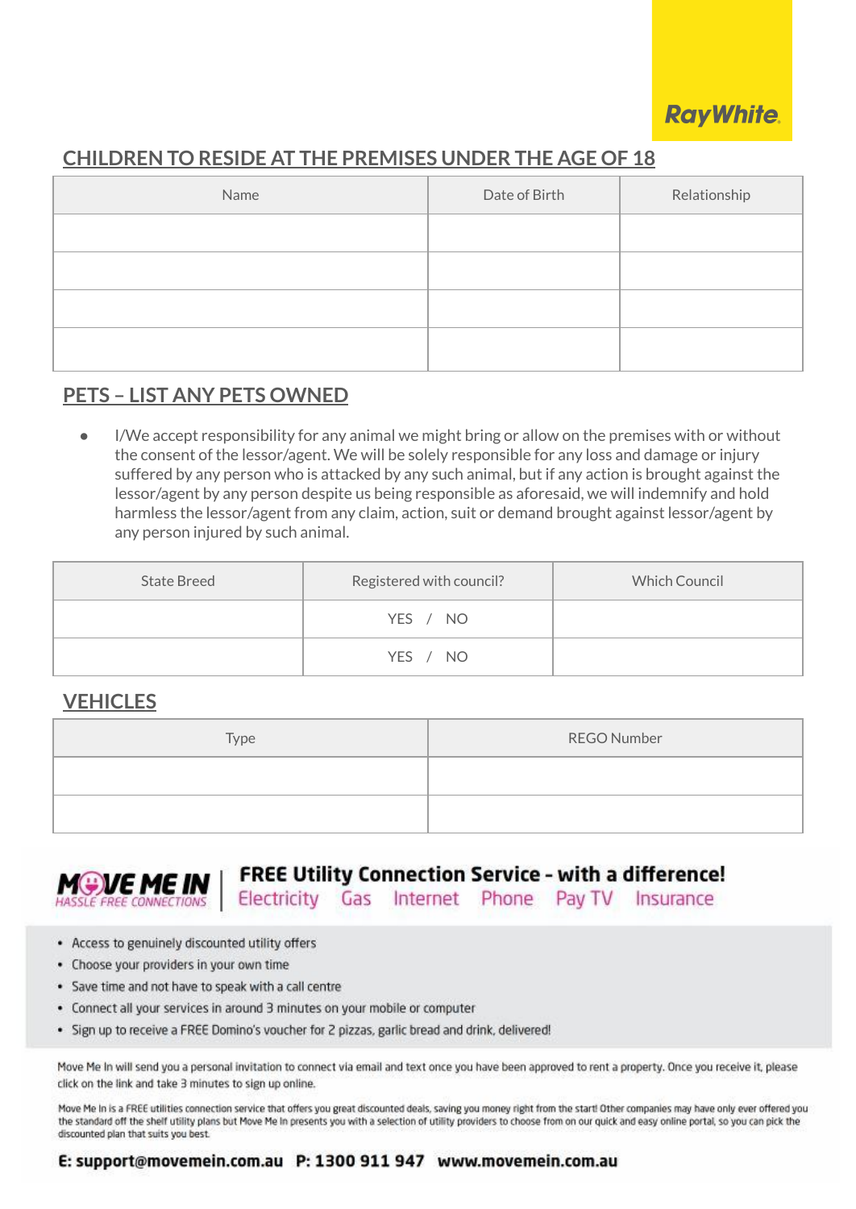## CHILDREN TO RESIDE AT THE PREMISES UNDER THE AGE OF 18

| Name | Date of Birth | Relationship |
|---|---|---|
| | | |
| | | |
| | | |
| | | |

## PETS – LIST ANY PETS OWNED

- I/We accept responsibility for any animal we might bring or allow on the premises with or without the consent of the lessor/agent. We will be solely responsible for any loss and damage or injury suffered by any person who is attacked by any such animal, but if any action is brought against the lessor/agent by any person despite us being responsible as aforesaid, we will indemnify and hold harmless the lessor/agent from any claim, action, suit or demand brought against lessor/agent by any person injured by such animal.

| State Breed | Registered with council? | Which Council |
|---|---|---|
| | YES / NO | |
| | YES / NO | |

## VEHICLES

| Type | REGO Number |
|---|---|
| | |
| | |

**MOVE ME IN** HASSLE FREE CONNECTIONS

**FREE Utility Connection Service - with a difference!**

Electricity Gas Internet Phone Pay TV Insurance

- Access to genuinely discounted utility offers
- Choose your providers in your own time
- Save time and not have to speak with a call centre
- Connect all your services in around 3 minutes on your mobile or computer
- Sign up to receive a FREE Domino's voucher for 2 pizzas, garlic bread and drink, delivered!

Move Me In will send you a personal invitation to connect via email and text once you have been approved to rent a property. Once you receive it, please click on the link and take 3 minutes to sign up online.

Move Me In is a FREE utilities connection service that offers you great discounted deals, saving you money right from the start! Other companies may have only ever offered you the standard off the shelf utility plans but Move Me In presents you with a selection of utility providers to choose from on our quick and easy online portal, so you can pick the discounted plan that suits you best.

**E: support@movemein.com.au P: 1300 911 947 www.movemein.com.au**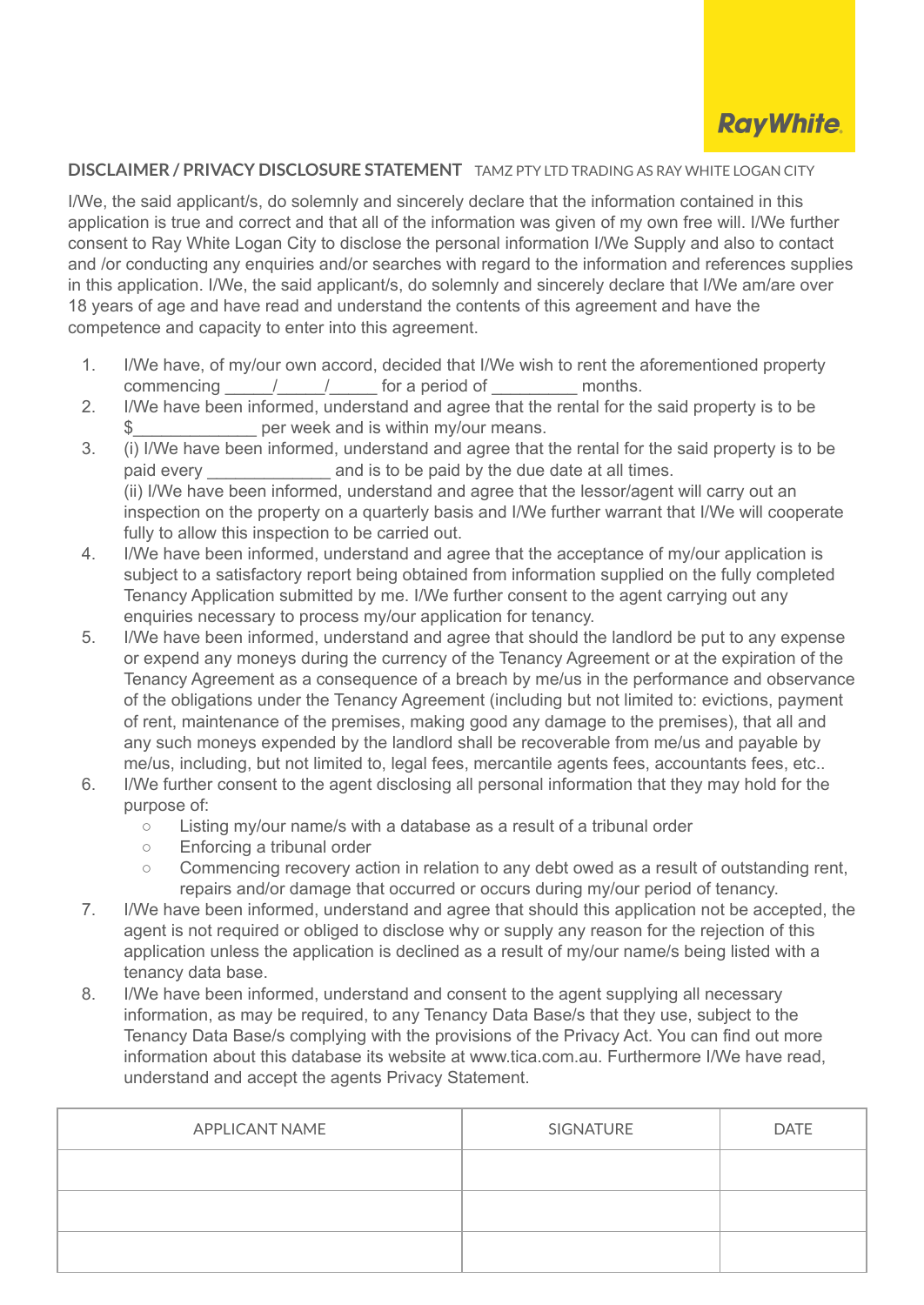RayWhite.

## DISCLAIMER / PRIVACY DISCLOSURE STATEMENT

TAMZ PTY LTD TRADING AS RAY WHITE LOGAN CITY

I/We, the said applicant/s, do solemnly and sincerely declare that the information contained in this application is true and correct and that all of the information was given of my own free will. I/We further consent to Ray White Logan City to disclose the personal information I/We Supply and also to contact and /or conducting any enquiries and/or searches with regard to the information and references supplies in this application. I/We, the said applicant/s, do solemnly and sincerely declare that I/We am/are over 18 years of age and have read and understand the contents of this agreement and have the competence and capacity to enter into this agreement.

1. I/We have, of my/our own accord, decided that I/We wish to rent the aforementioned property commencing _____/_____/_____ for a period of _________ months.
2. I/We have been informed, understand and agree that the rental for the said property is to be $_____________ per week and is within my/our means.
3. (i) I/We have been informed, understand and agree that the rental for the said property is to be paid every _____________ and is to be paid by the due date at all times.
   (ii) I/We have been informed, understand and agree that the lessor/agent will carry out an inspection on the property on a quarterly basis and I/We further warrant that I/We will cooperate fully to allow this inspection to be carried out.
4. I/We have been informed, understand and agree that the acceptance of my/our application is subject to a satisfactory report being obtained from information supplied on the fully completed Tenancy Application submitted by me. I/We further consent to the agent carrying out any enquiries necessary to process my/our application for tenancy.
5. I/We have been informed, understand and agree that should the landlord be put to any expense or expend any moneys during the currency of the Tenancy Agreement or at the expiration of the Tenancy Agreement as a consequence of a breach by me/us in the performance and observance of the obligations under the Tenancy Agreement (including but not limited to: evictions, payment of rent, maintenance of the premises, making good any damage to the premises), that all and any such moneys expended by the landlord shall be recoverable from me/us and payable by me/us, including, but not limited to, legal fees, mercantile agents fees, accountants fees, etc..
6. I/We further consent to the agent disclosing all personal information that they may hold for the purpose of:
   - Listing my/our name/s with a database as a result of a tribunal order
   - Enforcing a tribunal order
   - Commencing recovery action in relation to any debt owed as a result of outstanding rent, repairs and/or damage that occurred or occurs during my/our period of tenancy.
7. I/We have been informed, understand and agree that should this application not be accepted, the agent is not required or obliged to disclose why or supply any reason for the rejection of this application unless the application is declined as a result of my/our name/s being listed with a tenancy data base.
8. I/We have been informed, understand and consent to the agent supplying all necessary information, as may be required, to any Tenancy Data Base/s that they use, subject to the Tenancy Data Base/s complying with the provisions of the Privacy Act. You can find out more information about this database its website at www.tica.com.au. Furthermore I/We have read, understand and accept the agents Privacy Statement.

| APPLICANT NAME | SIGNATURE | DATE |
|---|---|---|
| | | |
| | | |
| | | |